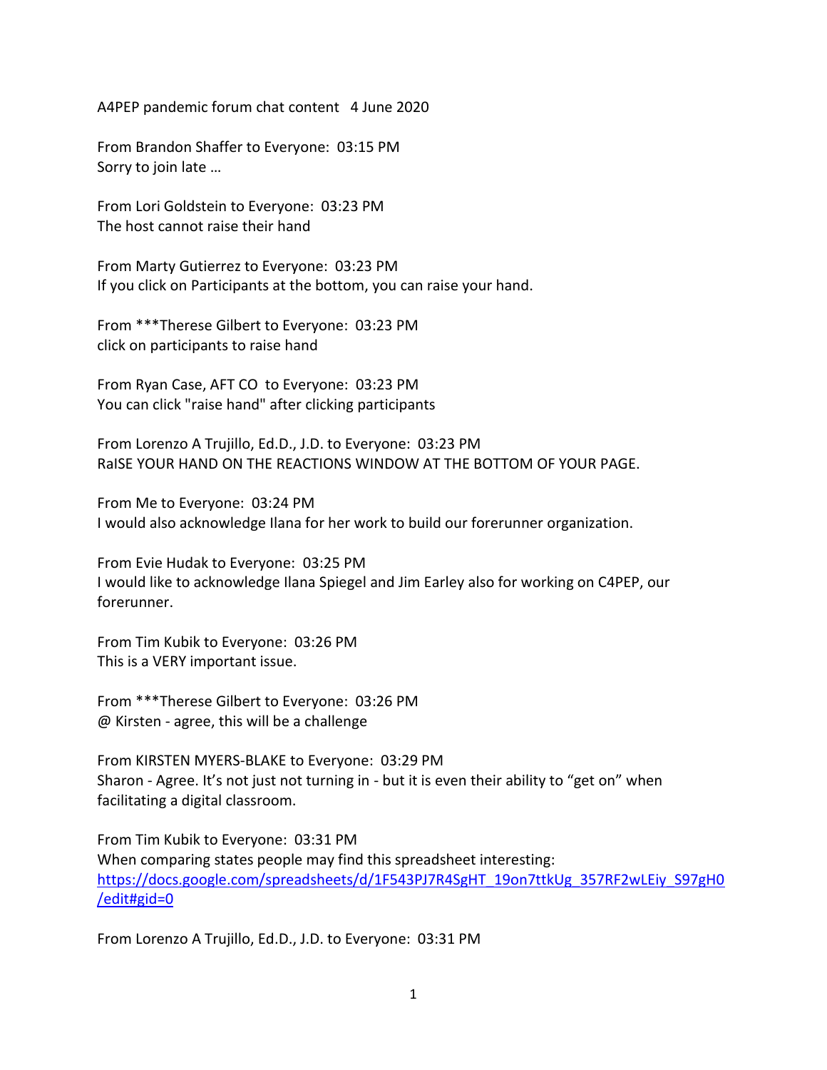A4PEP pandemic forum chat content   4 June 2020

From Brandon Shaffer to Everyone:  03:15 PM
Sorry to join late …

From Lori Goldstein to Everyone:  03:23 PM
The host cannot raise their hand

From Marty Gutierrez to Everyone:  03:23 PM
If you click on Participants at the bottom, you can raise your hand.

From ***Therese Gilbert to Everyone:  03:23 PM
click on participants to raise hand

From Ryan Case, AFT CO  to Everyone:  03:23 PM
You can click "raise hand" after clicking participants

From Lorenzo A Trujillo, Ed.D., J.D. to Everyone:  03:23 PM
RaISE YOUR HAND ON THE REACTIONS WINDOW AT THE BOTTOM OF YOUR PAGE.

From Me to Everyone:  03:24 PM
I would also acknowledge Ilana for her work to build our forerunner organization.

From Evie Hudak to Everyone:  03:25 PM
I would like to acknowledge Ilana Spiegel and Jim Earley also for working on C4PEP, our forerunner.

From Tim Kubik to Everyone:  03:26 PM
This is a VERY important issue.

From ***Therese Gilbert to Everyone:  03:26 PM
@ Kirsten - agree, this will be a challenge

From KIRSTEN MYERS-BLAKE to Everyone:  03:29 PM
Sharon - Agree. It's not just not turning in - but it is even their ability to "get on" when facilitating a digital classroom.

From Tim Kubik to Everyone:  03:31 PM
When comparing states people may find this spreadsheet interesting:
https://docs.google.com/spreadsheets/d/1F543PJ7R4SgHT_19on7ttkUg_357RF2wLEiy_S97gH0/edit#gid=0

From Lorenzo A Trujillo, Ed.D., J.D. to Everyone:  03:31 PM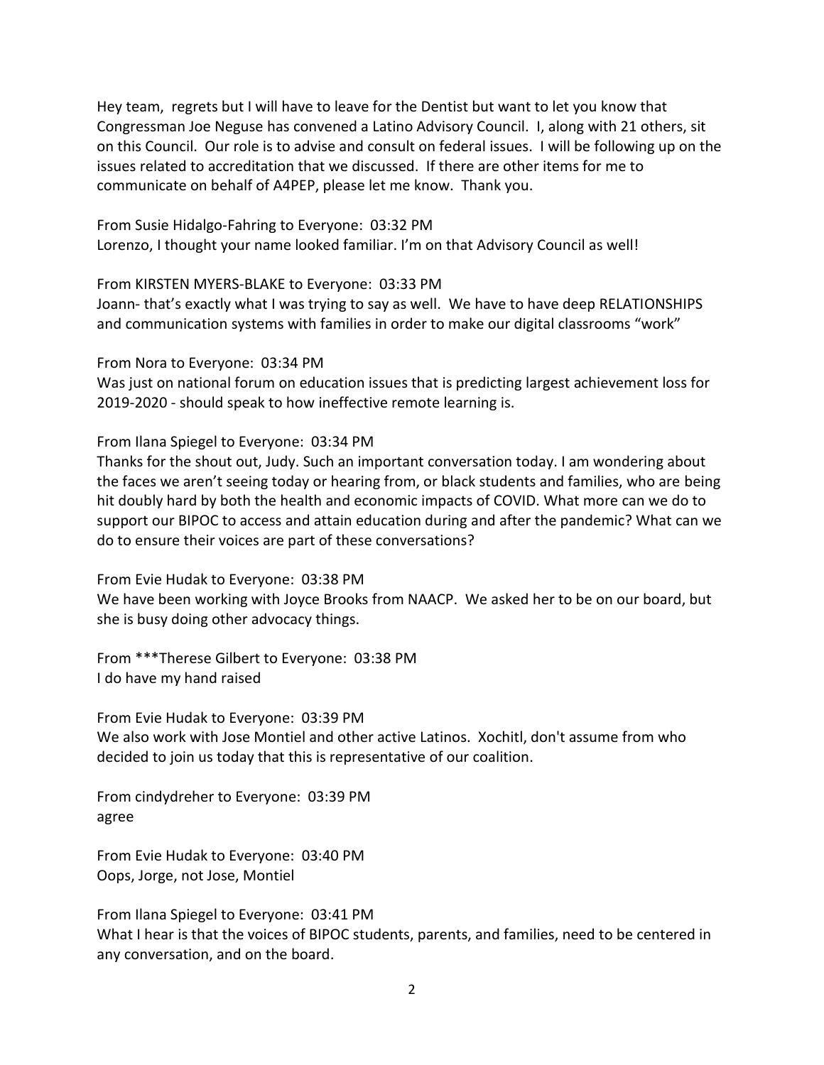Hey team, regrets but I will have to leave for the Dentist but want to let you know that Congressman Joe Neguse has convened a Latino Advisory Council. I, along with 21 others, sit on this Council. Our role is to advise and consult on federal issues. I will be following up on the issues related to accreditation that we discussed. If there are other items for me to communicate on behalf of A4PEP, please let me know. Thank you.

From Susie Hidalgo-Fahring to Everyone: 03:32 PM
Lorenzo, I thought your name looked familiar. I'm on that Advisory Council as well!

From KIRSTEN MYERS-BLAKE to Everyone: 03:33 PM
Joann- that's exactly what I was trying to say as well. We have to have deep RELATIONSHIPS and communication systems with families in order to make our digital classrooms "work"

From Nora to Everyone: 03:34 PM
Was just on national forum on education issues that is predicting largest achievement loss for 2019-2020 - should speak to how ineffective remote learning is.

From Ilana Spiegel to Everyone: 03:34 PM
Thanks for the shout out, Judy. Such an important conversation today. I am wondering about the faces we aren't seeing today or hearing from, or black students and families, who are being hit doubly hard by both the health and economic impacts of COVID. What more can we do to support our BIPOC to access and attain education during and after the pandemic? What can we do to ensure their voices are part of these conversations?

From Evie Hudak to Everyone: 03:38 PM
We have been working with Joyce Brooks from NAACP. We asked her to be on our board, but she is busy doing other advocacy things.

From ***Therese Gilbert to Everyone: 03:38 PM
I do have my hand raised

From Evie Hudak to Everyone: 03:39 PM
We also work with Jose Montiel and other active Latinos. Xochitl, don't assume from who decided to join us today that this is representative of our coalition.

From cindydreher to Everyone: 03:39 PM
agree

From Evie Hudak to Everyone: 03:40 PM
Oops, Jorge, not Jose, Montiel

From Ilana Spiegel to Everyone: 03:41 PM
What I hear is that the voices of BIPOC students, parents, and families, need to be centered in any conversation, and on the board.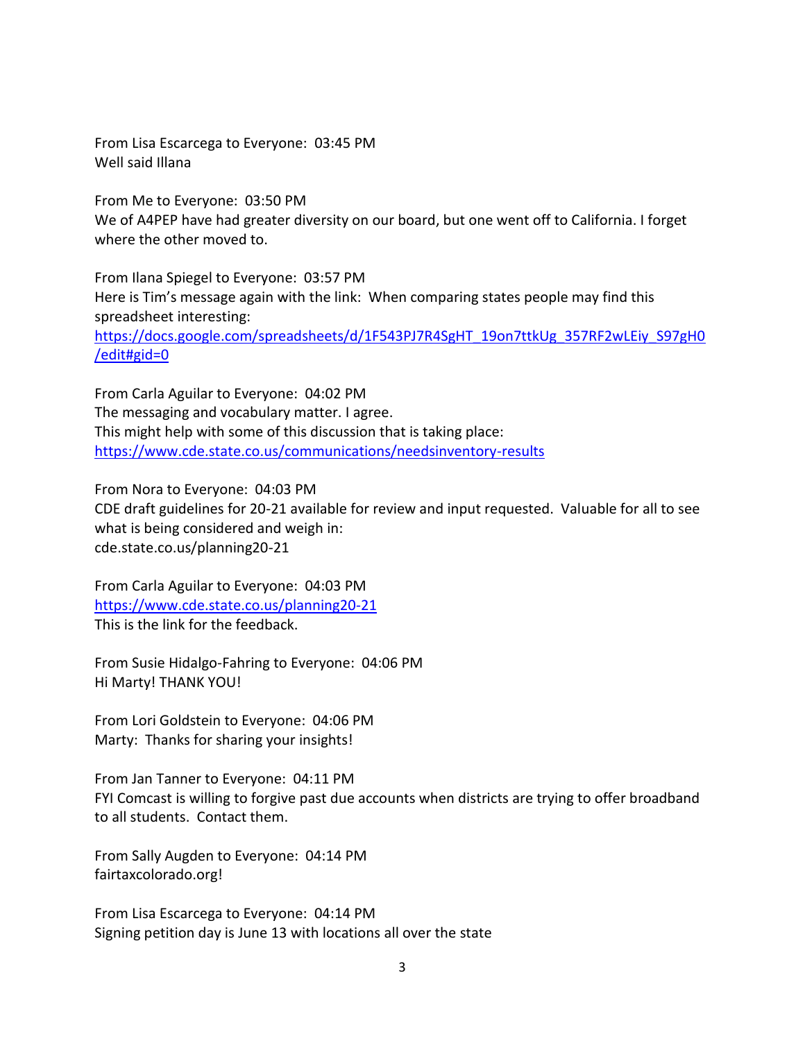From Lisa Escarcega to Everyone: 03:45 PM
Well said Illana

From Me to Everyone: 03:50 PM
We of A4PEP have had greater diversity on our board, but one went off to California. I forget where the other moved to.

From Ilana Spiegel to Everyone: 03:57 PM
Here is Tim's message again with the link: When comparing states people may find this spreadsheet interesting:
https://docs.google.com/spreadsheets/d/1F543PJ7R4SgHT_19on7ttkUg_357RF2wLEiy_S97gH0/edit#gid=0

From Carla Aguilar to Everyone: 04:02 PM
The messaging and vocabulary matter. I agree.
This might help with some of this discussion that is taking place:
https://www.cde.state.co.us/communications/needsinventory-results

From Nora to Everyone: 04:03 PM
CDE draft guidelines for 20-21 available for review and input requested. Valuable for all to see what is being considered and weigh in:
cde.state.co.us/planning20-21

From Carla Aguilar to Everyone: 04:03 PM
https://www.cde.state.co.us/planning20-21
This is the link for the feedback.

From Susie Hidalgo-Fahring to Everyone: 04:06 PM
Hi Marty! THANK YOU!

From Lori Goldstein to Everyone: 04:06 PM
Marty: Thanks for sharing your insights!

From Jan Tanner to Everyone: 04:11 PM
FYI Comcast is willing to forgive past due accounts when districts are trying to offer broadband to all students. Contact them.

From Sally Augden to Everyone: 04:14 PM
fairtaxcolorado.org!

From Lisa Escarcega to Everyone: 04:14 PM
Signing petition day is June 13 with locations all over the state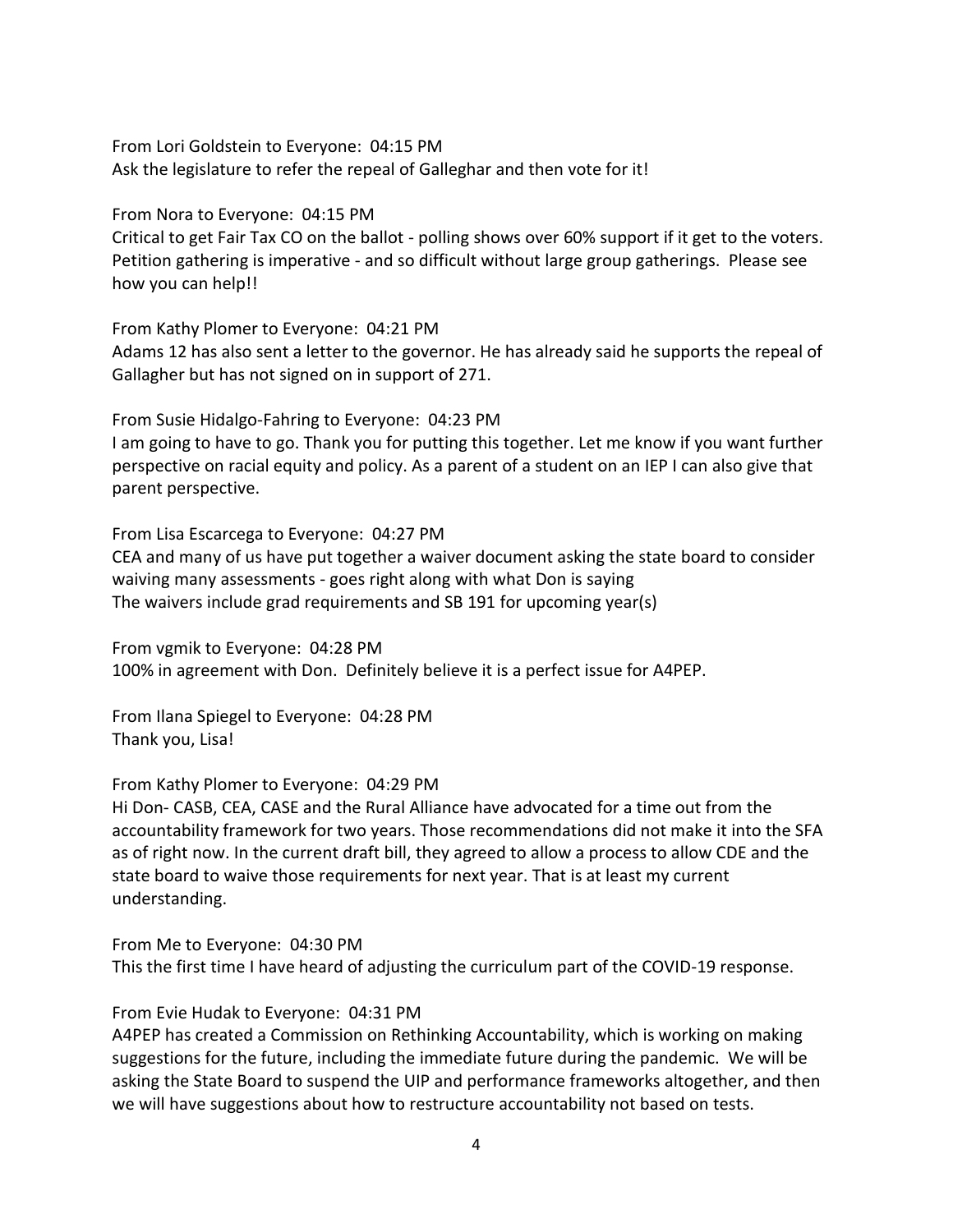From Lori Goldstein to Everyone: 04:15 PM
Ask the legislature to refer the repeal of Galleghar and then vote for it!

From Nora to Everyone: 04:15 PM
Critical to get Fair Tax CO on the ballot - polling shows over 60% support if it get to the voters. Petition gathering is imperative - and so difficult without large group gatherings. Please see how you can help!!

From Kathy Plomer to Everyone: 04:21 PM
Adams 12 has also sent a letter to the governor. He has already said he supports the repeal of Gallagher but has not signed on in support of 271.

From Susie Hidalgo-Fahring to Everyone: 04:23 PM
I am going to have to go. Thank you for putting this together. Let me know if you want further perspective on racial equity and policy. As a parent of a student on an IEP I can also give that parent perspective.

From Lisa Escarcega to Everyone: 04:27 PM
CEA and many of us have put together a waiver document asking the state board to consider waiving many assessments - goes right along with what Don is saying
The waivers include grad requirements and SB 191 for upcoming year(s)

From vgmik to Everyone: 04:28 PM
100% in agreement with Don. Definitely believe it is a perfect issue for A4PEP.

From Ilana Spiegel to Everyone: 04:28 PM
Thank you, Lisa!

From Kathy Plomer to Everyone: 04:29 PM
Hi Don- CASB, CEA, CASE and the Rural Alliance have advocated for a time out from the accountability framework for two years. Those recommendations did not make it into the SFA as of right now. In the current draft bill, they agreed to allow a process to allow CDE and the state board to waive those requirements for next year. That is at least my current understanding.

From Me to Everyone: 04:30 PM
This the first time I have heard of adjusting the curriculum part of the COVID-19 response.

From Evie Hudak to Everyone: 04:31 PM
A4PEP has created a Commission on Rethinking Accountability, which is working on making suggestions for the future, including the immediate future during the pandemic. We will be asking the State Board to suspend the UIP and performance frameworks altogether, and then we will have suggestions about how to restructure accountability not based on tests.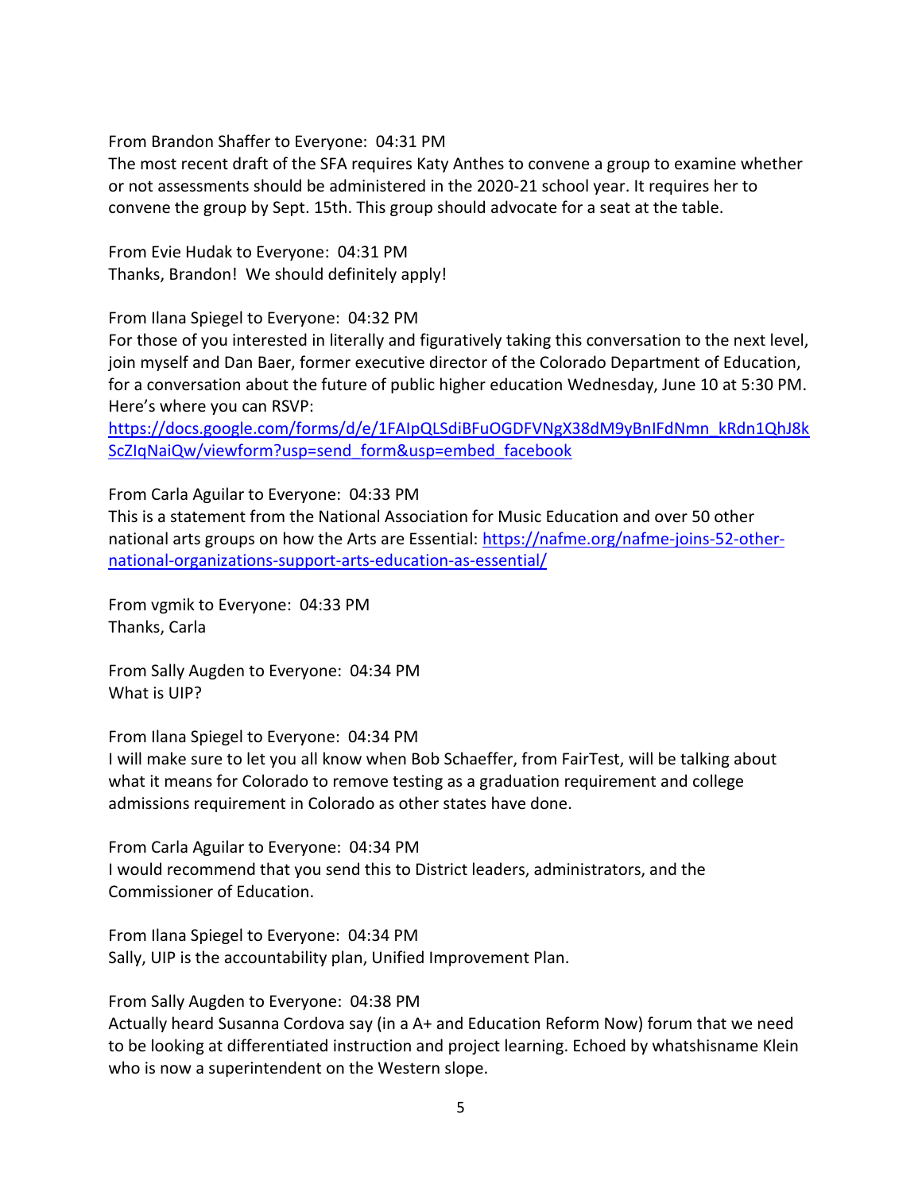From Brandon Shaffer to Everyone: 04:31 PM
The most recent draft of the SFA requires Katy Anthes to convene a group to examine whether or not assessments should be administered in the 2020-21 school year. It requires her to convene the group by Sept. 15th. This group should advocate for a seat at the table.

From Evie Hudak to Everyone: 04:31 PM
Thanks, Brandon! We should definitely apply!

From Ilana Spiegel to Everyone: 04:32 PM
For those of you interested in literally and figuratively taking this conversation to the next level, join myself and Dan Baer, former executive director of the Colorado Department of Education, for a conversation about the future of public higher education Wednesday, June 10 at 5:30 PM. Here's where you can RSVP:
[https://docs.google.com/forms/d/e/1FAIpQLSdiBFuOGDFVNgX38dM9yBnIFdNmn_kRdn1QhJ8kScZIqNaiQw/viewform?usp=send_form&usp=embed_facebook](https://docs.google.com/forms/d/e/1FAIpQLSdiBFuOGDFVNgX38dM9yBnIFdNmn_kRdn1QhJ8kScZIqNaiQw/viewform?usp=send_form&usp=embed_facebook)

From Carla Aguilar to Everyone: 04:33 PM
This is a statement from the National Association for Music Education and over 50 other national arts groups on how the Arts are Essential: [https://nafme.org/nafme-joins-52-other-national-organizations-support-arts-education-as-essential/](https://nafme.org/nafme-joins-52-other-national-organizations-support-arts-education-as-essential/)

From vgmik to Everyone: 04:33 PM
Thanks, Carla

From Sally Augden to Everyone: 04:34 PM
What is UIP?

From Ilana Spiegel to Everyone: 04:34 PM
I will make sure to let you all know when Bob Schaeffer, from FairTest, will be talking about what it means for Colorado to remove testing as a graduation requirement and college admissions requirement in Colorado as other states have done.

From Carla Aguilar to Everyone: 04:34 PM
I would recommend that you send this to District leaders, administrators, and the Commissioner of Education.

From Ilana Spiegel to Everyone: 04:34 PM
Sally, UIP is the accountability plan, Unified Improvement Plan.

From Sally Augden to Everyone: 04:38 PM
Actually heard Susanna Cordova say (in a A+ and Education Reform Now) forum that we need to be looking at differentiated instruction and project learning. Echoed by whatshisname Klein who is now a superintendent on the Western slope.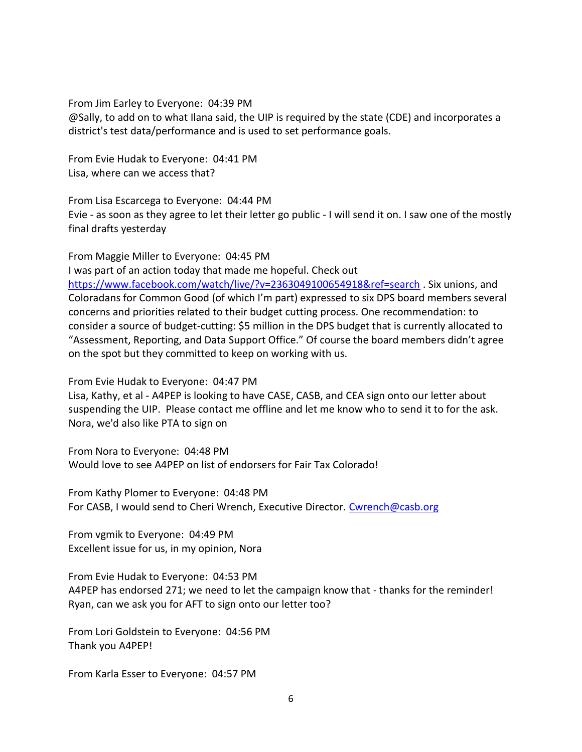From Jim Earley to Everyone: 04:39 PM
@Sally, to add on to what Ilana said, the UIP is required by the state (CDE) and incorporates a district's test data/performance and is used to set performance goals.

From Evie Hudak to Everyone: 04:41 PM
Lisa, where can we access that?

From Lisa Escarcega to Everyone: 04:44 PM
Evie - as soon as they agree to let their letter go public - I will send it on. I saw one of the mostly final drafts yesterday

From Maggie Miller to Everyone: 04:45 PM
I was part of an action today that made me hopeful. Check out https://www.facebook.com/watch/live/?v=2363049100654918&ref=search . Six unions, and Coloradans for Common Good (of which I'm part) expressed to six DPS board members several concerns and priorities related to their budget cutting process. One recommendation: to consider a source of budget-cutting: $5 million in the DPS budget that is currently allocated to "Assessment, Reporting, and Data Support Office." Of course the board members didn't agree on the spot but they committed to keep on working with us.

From Evie Hudak to Everyone: 04:47 PM
Lisa, Kathy, et al - A4PEP is looking to have CASE, CASB, and CEA sign onto our letter about suspending the UIP. Please contact me offline and let me know who to send it to for the ask. Nora, we'd also like PTA to sign on

From Nora to Everyone: 04:48 PM
Would love to see A4PEP on list of endorsers for Fair Tax Colorado!

From Kathy Plomer to Everyone: 04:48 PM
For CASB, I would send to Cheri Wrench, Executive Director. Cwrench@casb.org

From vgmik to Everyone: 04:49 PM
Excellent issue for us, in my opinion, Nora

From Evie Hudak to Everyone: 04:53 PM
A4PEP has endorsed 271; we need to let the campaign know that - thanks for the reminder! Ryan, can we ask you for AFT to sign onto our letter too?

From Lori Goldstein to Everyone: 04:56 PM
Thank you A4PEP!

From Karla Esser to Everyone: 04:57 PM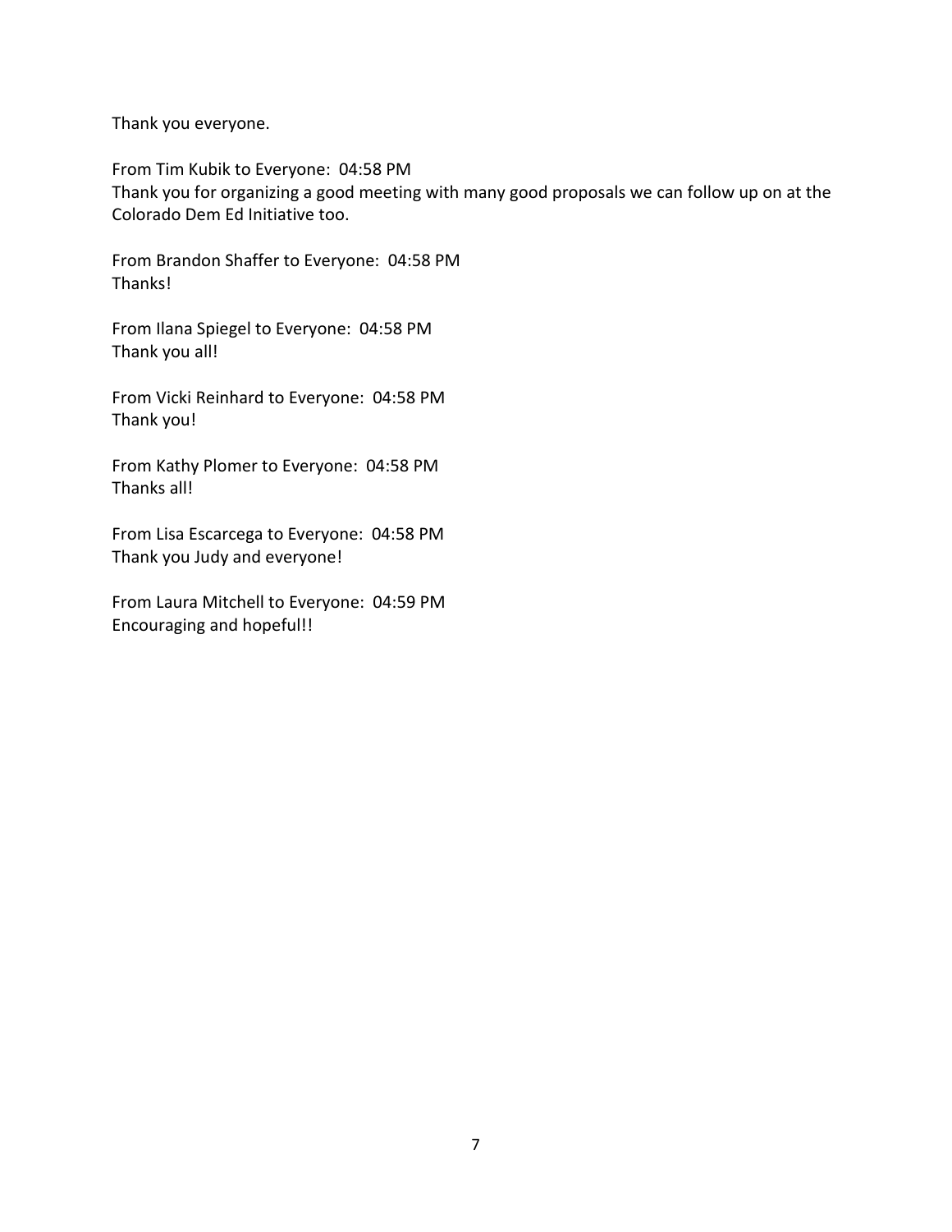Thank you everyone.

From Tim Kubik to Everyone: 04:58 PM
Thank you for organizing a good meeting with many good proposals we can follow up on at the Colorado Dem Ed Initiative too.

From Brandon Shaffer to Everyone: 04:58 PM
Thanks!

From Ilana Spiegel to Everyone: 04:58 PM
Thank you all!

From Vicki Reinhard to Everyone: 04:58 PM
Thank you!

From Kathy Plomer to Everyone: 04:58 PM
Thanks all!

From Lisa Escarcega to Everyone: 04:58 PM
Thank you Judy and everyone!

From Laura Mitchell to Everyone: 04:59 PM
Encouraging and hopeful!!